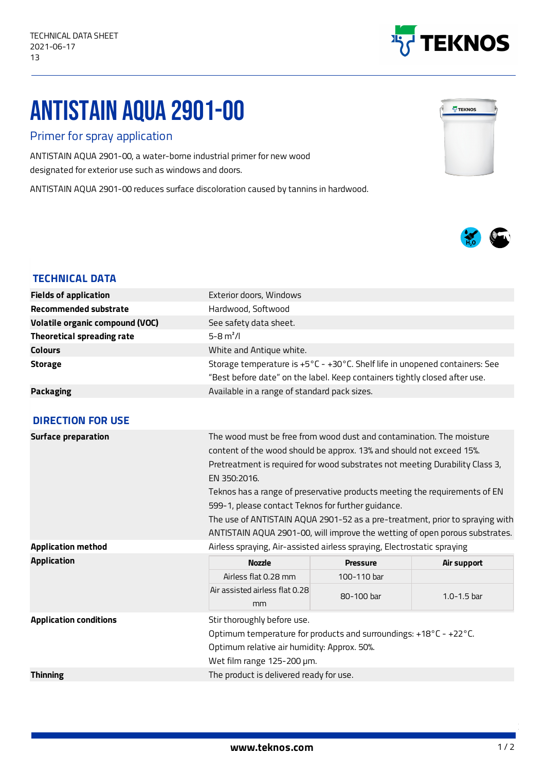TECHNICAL DATA SHEET
2021-06-17
13

# ANTISTAIN AQUA 2901-00

## Primer for spray application

ANTISTAIN AQUA 2901-00, a water-borne industrial primer for new wood designated for exterior use such as windows and doors.

ANTISTAIN AQUA 2901-00 reduces surface discoloration caused by tannins in hardwood.

## TECHNICAL DATA

| | |
|---|---|
| **Fields of application** | Exterior doors, Windows |
| **Recommended substrate** | Hardwood, Softwood |
| **Volatile organic compound (VOC)** | See safety data sheet. |
| **Theoretical spreading rate** | 5-8 $m^2$/l |
| **Colours** | White and Antique white. |
| **Storage** | Storage temperature is +5°C - +30°C. Shelf life in unopened containers: See "Best before date" on the label. Keep containers tightly closed after use. |
| **Packaging** | Available in a range of standard pack sizes. |

## DIRECTION FOR USE

| | |
|---|---|
| **Surface preparation** | The wood must be free from wood dust and contamination. The moisture content of the wood should be approx. 13% and should not exceed 15%. Pretreatment is required for wood substrates not meeting Durability Class 3, EN 350:2016. Teknos has a range of preservative products meeting the requirements of EN 599-1, please contact Teknos for further guidance. The use of ANTISTAIN AQUA 2901-52 as a pre-treatment, prior to spraying with ANTISTAIN AQUA 2901-00, will improve the wetting of open porous substrates. |
| **Application method** | Airless spraying, Air-assisted airless spraying, Electrostatic spraying |

**Application**

| Nozzle | Pressure | Air support |
|---|---|---|
| Airless flat 0.28 mm | 100-110 bar | |
| Air assisted airless flat 0.28 mm | 80-100 bar | 1.0-1.5 bar |

| | |
|---|---|
| **Application conditions** | Stir thoroughly before use. Optimum temperature for products and surroundings: +18°C - +22°C. Optimum relative air humidity: Approx. 50%. Wet film range 125-200 µm. |
| **Thinning** | The product is delivered ready for use. |

www.teknos.com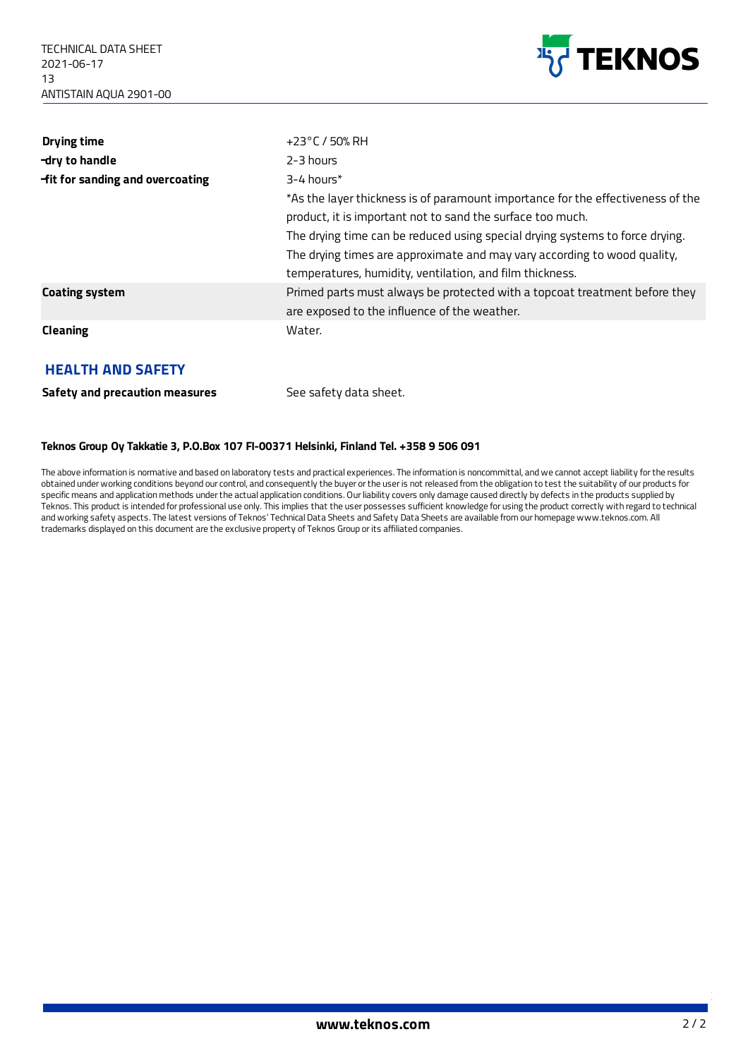| | |
|---|---|
| **Drying time** | +23°C / 50% RH |
| **-dry to handle** | 2-3 hours |
| **-fit for sanding and overcoating** | 3-4 hours*<br>*As the layer thickness is of paramount importance for the effectiveness of the product, it is important not to sand the surface too much.<br>The drying time can be reduced using special drying systems to force drying.<br>The drying times are approximate and may vary according to wood quality, temperatures, humidity, ventilation, and film thickness. |
| **Coating system** | Primed parts must always be protected with a topcoat treatment before they are exposed to the influence of the weather. |
| **Cleaning** | Water. |

## HEALTH AND SAFETY

| | |
|---|---|
| **Safety and precaution measures** | See safety data sheet. |

**Teknos Group Oy Takkatie 3, P.O.Box 107 FI-00371 Helsinki, Finland Tel. +358 9 506 091**

The above information is normative and based on laboratory tests and practical experiences. The information is noncommittal, and we cannot accept liability for the results obtained under working conditions beyond our control, and consequently the buyer or the user is not released from the obligation to test the suitability of our products for specific means and application methods under the actual application conditions. Our liability covers only damage caused directly by defects in the products supplied by Teknos. This product is intended for professional use only. This implies that the user possesses sufficient knowledge for using the product correctly with regard to technical and working safety aspects. The latest versions of Teknos' Technical Data Sheets and Safety Data Sheets are available from our homepage www.teknos.com. All trademarks displayed on this document are the exclusive property of Teknos Group or its affiliated companies.